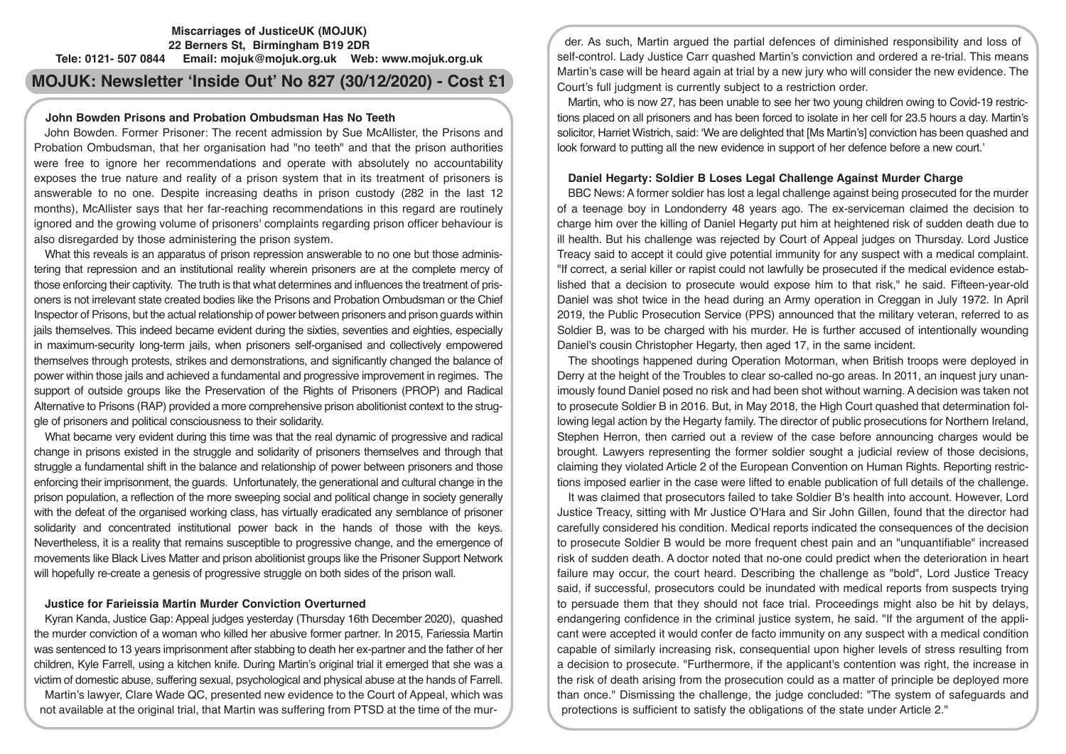**Miscarriages of JusticeUK (MOJUK)**
**22 Berners St, Birmingham B19 2DR**
**Tele: 0121- 507 0844 Email: mojuk@mojuk.org.uk Web: www.mojuk.org.uk**

# MOJUK: Newsletter 'Inside Out' No 827 (30/12/2020) - Cost £1

## John Bowden Prisons and Probation Ombudsman Has No Teeth

John Bowden. Former Prisoner: The recent admission by Sue McAllister, the Prisons and Probation Ombudsman, that her organisation had "no teeth" and that the prison authorities were free to ignore her recommendations and operate with absolutely no accountability exposes the true nature and reality of a prison system that in its treatment of prisoners is answerable to no one. Despite increasing deaths in prison custody (282 in the last 12 months), McAllister says that her far-reaching recommendations in this regard are routinely ignored and the growing volume of prisoners' complaints regarding prison officer behaviour is also disregarded by those administering the prison system.

What this reveals is an apparatus of prison repression answerable to no one but those administering that repression and an institutional reality wherein prisoners are at the complete mercy of those enforcing their captivity. The truth is that what determines and influences the treatment of prisoners is not irrelevant state created bodies like the Prisons and Probation Ombudsman or the Chief Inspector of Prisons, but the actual relationship of power between prisoners and prison guards within jails themselves. This indeed became evident during the sixties, seventies and eighties, especially in maximum-security long-term jails, when prisoners self-organised and collectively empowered themselves through protests, strikes and demonstrations, and significantly changed the balance of power within those jails and achieved a fundamental and progressive improvement in regimes. The support of outside groups like the Preservation of the Rights of Prisoners (PROP) and Radical Alternative to Prisons (RAP) provided a more comprehensive prison abolitionist context to the struggle of prisoners and political consciousness to their solidarity.

What became very evident during this time was that the real dynamic of progressive and radical change in prisons existed in the struggle and solidarity of prisoners themselves and through that struggle a fundamental shift in the balance and relationship of power between prisoners and those enforcing their imprisonment, the guards. Unfortunately, the generational and cultural change in the prison population, a reflection of the more sweeping social and political change in society generally with the defeat of the organised working class, has virtually eradicated any semblance of prisoner solidarity and concentrated institutional power back in the hands of those with the keys. Nevertheless, it is a reality that remains susceptible to progressive change, and the emergence of movements like Black Lives Matter and prison abolitionist groups like the Prisoner Support Network will hopefully re-create a genesis of progressive struggle on both sides of the prison wall.

## Justice for Farieissia Martin Murder Conviction Overturned

Kyran Kanda, Justice Gap: Appeal judges yesterday (Thursday 16th December 2020), quashed the murder conviction of a woman who killed her abusive former partner. In 2015, Fariessia Martin was sentenced to 13 years imprisonment after stabbing to death her ex-partner and the father of her children, Kyle Farrell, using a kitchen knife. During Martin's original trial it emerged that she was a victim of domestic abuse, suffering sexual, psychological and physical abuse at the hands of Farrell.

Martin's lawyer, Clare Wade QC, presented new evidence to the Court of Appeal, which was not available at the original trial, that Martin was suffering from PTSD at the time of the murder. As such, Martin argued the partial defences of diminished responsibility and loss of self-control. Lady Justice Carr quashed Martin's conviction and ordered a re-trial. This means Martin's case will be heard again at trial by a new jury who will consider the new evidence. The Court's full judgment is currently subject to a restriction order.

Martin, who is now 27, has been unable to see her two young children owing to Covid-19 restrictions placed on all prisoners and has been forced to isolate in her cell for 23.5 hours a day. Martin's solicitor, Harriet Wistrich, said: 'We are delighted that [Ms Martin's] conviction has been quashed and look forward to putting all the new evidence in support of her defence before a new court.'

## Daniel Hegarty: Soldier B Loses Legal Challenge Against Murder Charge

BBC News: A former soldier has lost a legal challenge against being prosecuted for the murder of a teenage boy in Londonderry 48 years ago. The ex-serviceman claimed the decision to charge him over the killing of Daniel Hegarty put him at heightened risk of sudden death due to ill health. But his challenge was rejected by Court of Appeal judges on Thursday. Lord Justice Treacy said to accept it could give potential immunity for any suspect with a medical complaint. "If correct, a serial killer or rapist could not lawfully be prosecuted if the medical evidence established that a decision to prosecute would expose him to that risk," he said. Fifteen-year-old Daniel was shot twice in the head during an Army operation in Creggan in July 1972. In April 2019, the Public Prosecution Service (PPS) announced that the military veteran, referred to as Soldier B, was to be charged with his murder. He is further accused of intentionally wounding Daniel's cousin Christopher Hegarty, then aged 17, in the same incident.

The shootings happened during Operation Motorman, when British troops were deployed in Derry at the height of the Troubles to clear so-called no-go areas. In 2011, an inquest jury unanimously found Daniel posed no risk and had been shot without warning. A decision was taken not to prosecute Soldier B in 2016. But, in May 2018, the High Court quashed that determination following legal action by the Hegarty family. The director of public prosecutions for Northern Ireland, Stephen Herron, then carried out a review of the case before announcing charges would be brought. Lawyers representing the former soldier sought a judicial review of those decisions, claiming they violated Article 2 of the European Convention on Human Rights. Reporting restrictions imposed earlier in the case were lifted to enable publication of full details of the challenge.

It was claimed that prosecutors failed to take Soldier B's health into account. However, Lord Justice Treacy, sitting with Mr Justice O'Hara and Sir John Gillen, found that the director had carefully considered his condition. Medical reports indicated the consequences of the decision to prosecute Soldier B would be more frequent chest pain and an "unquantifiable" increased risk of sudden death. A doctor noted that no-one could predict when the deterioration in heart failure may occur, the court heard. Describing the challenge as "bold", Lord Justice Treacy said, if successful, prosecutors could be inundated with medical reports from suspects trying to persuade them that they should not face trial. Proceedings might also be hit by delays, endangering confidence in the criminal justice system, he said. "If the argument of the applicant were accepted it would confer de facto immunity on any suspect with a medical condition capable of similarly increasing risk, consequential upon higher levels of stress resulting from a decision to prosecute. "Furthermore, if the applicant's contention was right, the increase in the risk of death arising from the prosecution could as a matter of principle be deployed more than once." Dismissing the challenge, the judge concluded: "The system of safeguards and protections is sufficient to satisfy the obligations of the state under Article 2."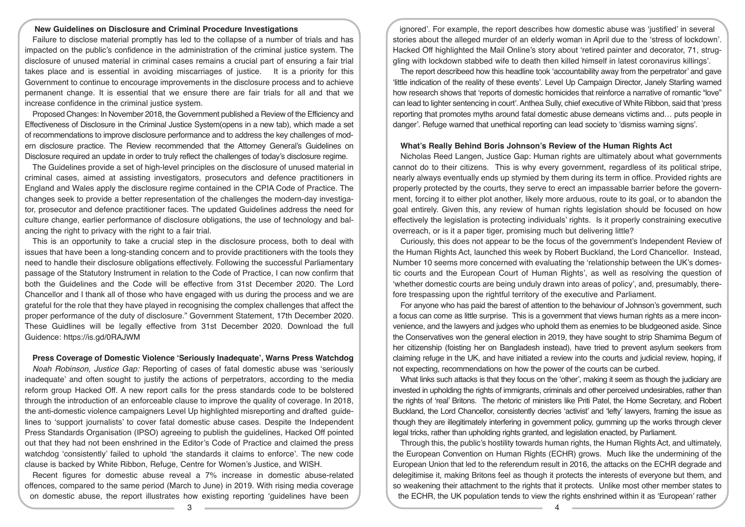### New Guidelines on Disclosure and Criminal Procedure Investigations

Failure to disclose material promptly has led to the collapse of a number of trials and has impacted on the public's confidence in the administration of the criminal justice system. The disclosure of unused material in criminal cases remains a crucial part of ensuring a fair trial takes place and is essential in avoiding miscarriages of justice. It is a priority for this Government to continue to encourage improvements in the disclosure process and to achieve permanent change. It is essential that we ensure there are fair trials for all and that we increase confidence in the criminal justice system.

Proposed Changes: In November 2018, the Government published a Review of the Efficiency and Effectiveness of Disclosure in the Criminal Justice System(opens in a new tab), which made a set of recommendations to improve disclosure performance and to address the key challenges of modern disclosure practice. The Review recommended that the Attorney General's Guidelines on Disclosure required an update in order to truly reflect the challenges of today's disclosure regime.

The Guidelines provide a set of high-level principles on the disclosure of unused material in criminal cases, aimed at assisting investigators, prosecutors and defence practitioners in England and Wales apply the disclosure regime contained in the CPIA Code of Practice. The changes seek to provide a better representation of the challenges the modern-day investigator, prosecutor and defence practitioner faces. The updated Guidelines address the need for culture change, earlier performance of disclosure obligations, the use of technology and balancing the right to privacy with the right to a fair trial.

This is an opportunity to take a crucial step in the disclosure process, both to deal with issues that have been a long-standing concern and to provide practitioners with the tools they need to handle their disclosure obligations effectively. Following the successful Parliamentary passage of the Statutory Instrument in relation to the Code of Practice, I can now confirm that both the Guidelines and the Code will be effective from 31st December 2020. The Lord Chancellor and I thank all of those who have engaged with us during the process and we are grateful for the role that they have played in recognising the complex challenges that affect the proper performance of the duty of disclosure." Government Statement, 17th December 2020. These Guidlines will be legally effective from 31st December 2020. Download the full Guidence: https://is.gd/0RAJWM

### Press Coverage of Domestic Violence 'Seriously Inadequate', Warns Press Watchdog

*Noah Robinson, Justice Gap:* Reporting of cases of fatal domestic abuse was 'seriously inadequate' and often sought to justify the actions of perpetrators, according to the media reform group Hacked Off. A new report calls for the press standards code to be bolstered through the introduction of an enforceable clause to improve the quality of coverage. In 2018, the anti-domestic violence campaigners Level Up highlighted misreporting and drafted guidelines to 'support journalists' to cover fatal domestic abuse cases. Despite the Independent Press Standards Organisation (IPSO) agreeing to publish the guidelines, Hacked Off pointed out that they had not been enshrined in the Editor's Code of Practice and claimed the press watchdog 'consistently' failed to uphold 'the standards it claims to enforce'. The new code clause is backed by White Ribbon, Refuge, Centre for Women's Justice, and WISH.

Recent figures for domestic abuse reveal a 7% increase in domestic abuse-related offences, compared to the same period (March to June) in 2019. With rising media coverage on domestic abuse, the report illustrates how existing reporting 'guidelines have been ignored'. For example, the report describes how domestic abuse was 'justified' in several stories about the alleged murder of an elderly woman in April due to the 'stress of lockdown'. Hacked Off highlighted the Mail Online's story about 'retired painter and decorator, 71, struggling with lockdown stabbed wife to death then killed himself in latest coronavirus killings'.

The report describeed how this headline took 'accountability away from the perpetrator' and gave 'little indication of the reality of these events'. Level Up Campaign Director, Janely Starling warned how research shows that 'reports of domestic homicides that reinforce a narrative of romantic "love" can lead to lighter sentencing in court'. Anthea Sully, chief executive of White Ribbon, said that 'press reporting that promotes myths around fatal domestic abuse demeans victims and… puts people in danger'. Refuge warned that unethical reporting can lead society to 'dismiss warning signs'.

### What's Really Behind Boris Johnson's Review of the Human Rights Act

Nicholas Reed Langen, Justice Gap: Human rights are ultimately about what governments cannot do to their citizens. This is why every government, regardless of its political stripe, nearly always eventually ends up stymied by them during its term in office. Provided rights are properly protected by the courts, they serve to erect an impassable barrier before the government, forcing it to either plot another, likely more arduous, route to its goal, or to abandon the goal entirely. Given this, any review of human rights legislation should be focused on how effectively the legislation is protecting individuals' rights. Is it properly constraining executive overreach, or is it a paper tiger, promising much but delivering little?

Curiously, this does not appear to be the focus of the government's Independent Review of the Human Rights Act, launched this week by Robert Buckland, the Lord Chancellor. Instead, Number 10 seems more concerned with evaluating the 'relationship between the UK's domestic courts and the European Court of Human Rights', as well as resolving the question of 'whether domestic courts are being unduly drawn into areas of policy', and, presumably, therefore trespassing upon the rightful territory of the executive and Parliament.

For anyone who has paid the barest of attention to the behaviour of Johnson's government, such a focus can come as little surprise. This is a government that views human rights as a mere inconvenience, and the lawyers and judges who uphold them as enemies to be bludgeoned aside. Since the Conservatives won the general election in 2019, they have sought to strip Shamima Begum of her citizenship (foisting her on Bangladesh instead), have tried to prevent asylum seekers from claiming refuge in the UK, and have initiated a review into the courts and judicial review, hoping, if not expecting, recommendations on how the power of the courts can be curbed.

What links such attacks is that they focus on the 'other', making it seem as though the judiciary are invested in upholding the rights of immigrants, criminals and other perceived undesirables, rather than the rights of 'real' Britons. The rhetoric of ministers like Priti Patel, the Home Secretary, and Robert Buckland, the Lord Chancellor, consistently decries 'activist' and 'lefty' lawyers, framing the issue as though they are illegitimately interfering in government policy, gumming up the works through clever legal tricks, rather than upholding rights granted, and legislation enacted, by Parliament.

Through this, the public's hostility towards human rights, the Human Rights Act, and ultimately, the European Convention on Human Rights (ECHR) grows. Much like the undermining of the European Union that led to the referendum result in 2016, the attacks on the ECHR degrade and delegitimise it, making Britons feel as though it protects the interests of everyone but them, and so weakening their attachment to the rights that it protects. Unlike most other member states to the ECHR, the UK population tends to view the rights enshrined within it as 'European' rather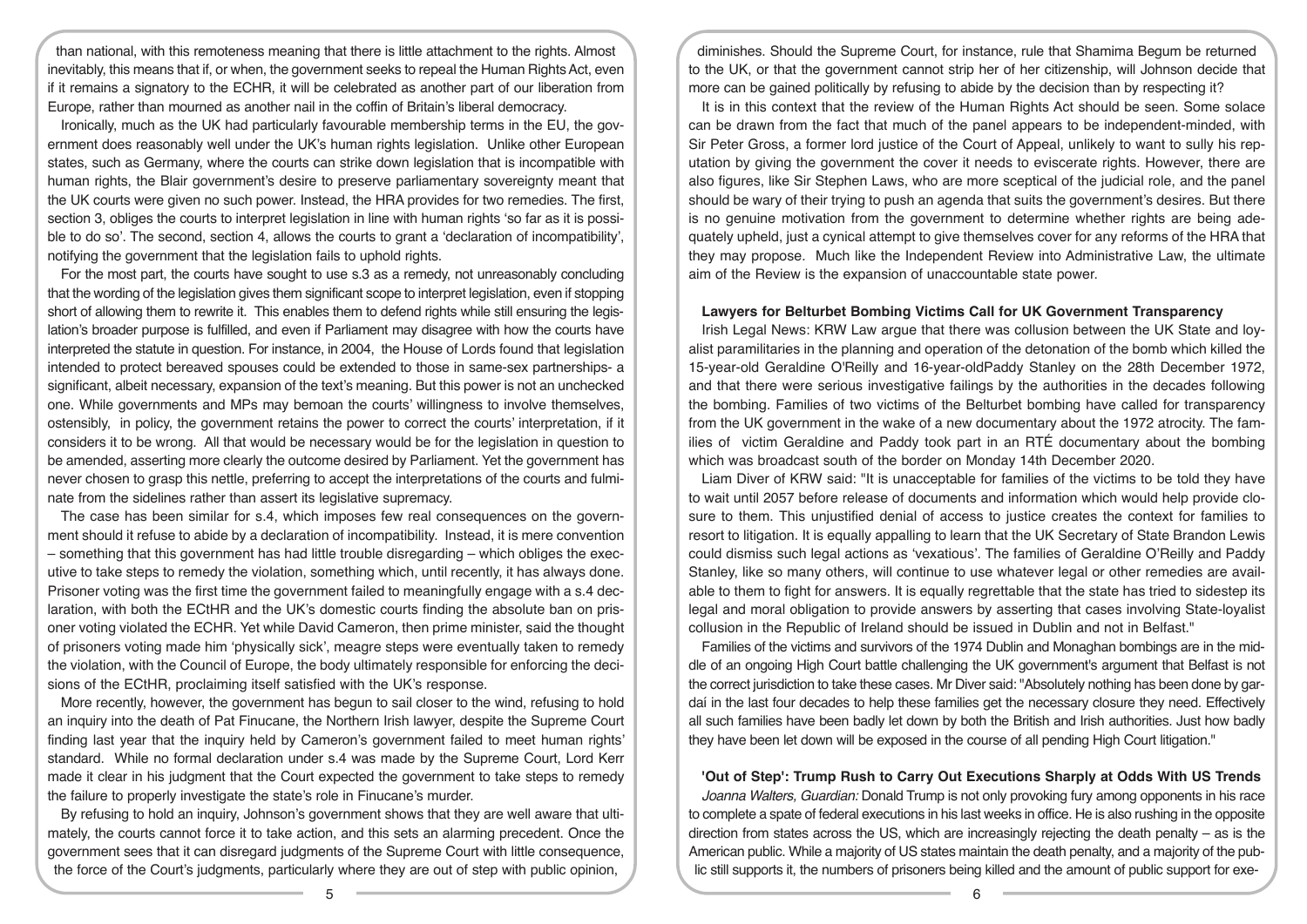than national, with this remoteness meaning that there is little attachment to the rights. Almost inevitably, this means that if, or when, the government seeks to repeal the Human Rights Act, even if it remains a signatory to the ECHR, it will be celebrated as another part of our liberation from Europe, rather than mourned as another nail in the coffin of Britain's liberal democracy.

Ironically, much as the UK had particularly favourable membership terms in the EU, the government does reasonably well under the UK's human rights legislation. Unlike other European states, such as Germany, where the courts can strike down legislation that is incompatible with human rights, the Blair government's desire to preserve parliamentary sovereignty meant that the UK courts were given no such power. Instead, the HRA provides for two remedies. The first, section 3, obliges the courts to interpret legislation in line with human rights 'so far as it is possible to do so'. The second, section 4, allows the courts to grant a 'declaration of incompatibility', notifying the government that the legislation fails to uphold rights.

For the most part, the courts have sought to use s.3 as a remedy, not unreasonably concluding that the wording of the legislation gives them significant scope to interpret legislation, even if stopping short of allowing them to rewrite it. This enables them to defend rights while still ensuring the legislation's broader purpose is fulfilled, and even if Parliament may disagree with how the courts have interpreted the statute in question. For instance, in 2004, the House of Lords found that legislation intended to protect bereaved spouses could be extended to those in same-sex partnerships- a significant, albeit necessary, expansion of the text's meaning. But this power is not an unchecked one. While governments and MPs may bemoan the courts' willingness to involve themselves, ostensibly, in policy, the government retains the power to correct the courts' interpretation, if it considers it to be wrong. All that would be necessary would be for the legislation in question to be amended, asserting more clearly the outcome desired by Parliament. Yet the government has never chosen to grasp this nettle, preferring to accept the interpretations of the courts and fulminate from the sidelines rather than assert its legislative supremacy.

The case has been similar for s.4, which imposes few real consequences on the government should it refuse to abide by a declaration of incompatibility. Instead, it is mere convention – something that this government has had little trouble disregarding – which obliges the executive to take steps to remedy the violation, something which, until recently, it has always done. Prisoner voting was the first time the government failed to meaningfully engage with a s.4 declaration, with both the ECtHR and the UK's domestic courts finding the absolute ban on prisoner voting violated the ECHR. Yet while David Cameron, then prime minister, said the thought of prisoners voting made him 'physically sick', meagre steps were eventually taken to remedy the violation, with the Council of Europe, the body ultimately responsible for enforcing the decisions of the ECtHR, proclaiming itself satisfied with the UK's response.

More recently, however, the government has begun to sail closer to the wind, refusing to hold an inquiry into the death of Pat Finucane, the Northern Irish lawyer, despite the Supreme Court finding last year that the inquiry held by Cameron's government failed to meet human rights' standard. While no formal declaration under s.4 was made by the Supreme Court, Lord Kerr made it clear in his judgment that the Court expected the government to take steps to remedy the failure to properly investigate the state's role in Finucane's murder.

By refusing to hold an inquiry, Johnson's government shows that they are well aware that ultimately, the courts cannot force it to take action, and this sets an alarming precedent. Once the government sees that it can disregard judgments of the Supreme Court with little consequence, the force of the Court's judgments, particularly where they are out of step with public opinion, diminishes. Should the Supreme Court, for instance, rule that Shamima Begum be returned to the UK, or that the government cannot strip her of her citizenship, will Johnson decide that more can be gained politically by refusing to abide by the decision than by respecting it?

It is in this context that the review of the Human Rights Act should be seen. Some solace can be drawn from the fact that much of the panel appears to be independent-minded, with Sir Peter Gross, a former lord justice of the Court of Appeal, unlikely to want to sully his reputation by giving the government the cover it needs to eviscerate rights. However, there are also figures, like Sir Stephen Laws, who are more sceptical of the judicial role, and the panel should be wary of their trying to push an agenda that suits the government's desires. But there is no genuine motivation from the government to determine whether rights are being adequately upheld, just a cynical attempt to give themselves cover for any reforms of the HRA that they may propose. Much like the Independent Review into Administrative Law, the ultimate aim of the Review is the expansion of unaccountable state power.

### Lawyers for Belturbet Bombing Victims Call for UK Government Transparency

Irish Legal News: KRW Law argue that there was collusion between the UK State and loyalist paramilitaries in the planning and operation of the detonation of the bomb which killed the 15-year-old Geraldine O'Reilly and 16-year-oldPaddy Stanley on the 28th December 1972, and that there were serious investigative failings by the authorities in the decades following the bombing. Families of two victims of the Belturbet bombing have called for transparency from the UK government in the wake of a new documentary about the 1972 atrocity. The families of victim Geraldine and Paddy took part in an RTÉ documentary about the bombing which was broadcast south of the border on Monday 14th December 2020.

Liam Diver of KRW said: "It is unacceptable for families of the victims to be told they have to wait until 2057 before release of documents and information which would help provide closure to them. This unjustified denial of access to justice creates the context for families to resort to litigation. It is equally appalling to learn that the UK Secretary of State Brandon Lewis could dismiss such legal actions as 'vexatious'. The families of Geraldine O'Reilly and Paddy Stanley, like so many others, will continue to use whatever legal or other remedies are available to them to fight for answers. It is equally regrettable that the state has tried to sidestep its legal and moral obligation to provide answers by asserting that cases involving State-loyalist collusion in the Republic of Ireland should be issued in Dublin and not in Belfast."

Families of the victims and survivors of the 1974 Dublin and Monaghan bombings are in the middle of an ongoing High Court battle challenging the UK government's argument that Belfast is not the correct jurisdiction to take these cases. Mr Diver said: "Absolutely nothing has been done by gardaí in the last four decades to help these families get the necessary closure they need. Effectively all such families have been badly let down by both the British and Irish authorities. Just how badly they have been let down will be exposed in the course of all pending High Court litigation."

### 'Out of Step': Trump Rush to Carry Out Executions Sharply at Odds With US Trends

*Joanna Walters, Guardian:* Donald Trump is not only provoking fury among opponents in his race to complete a spate of federal executions in his last weeks in office. He is also rushing in the opposite direction from states across the US, which are increasingly rejecting the death penalty – as is the American public. While a majority of US states maintain the death penalty, and a majority of the public still supports it, the numbers of prisoners being killed and the amount of public support for exe-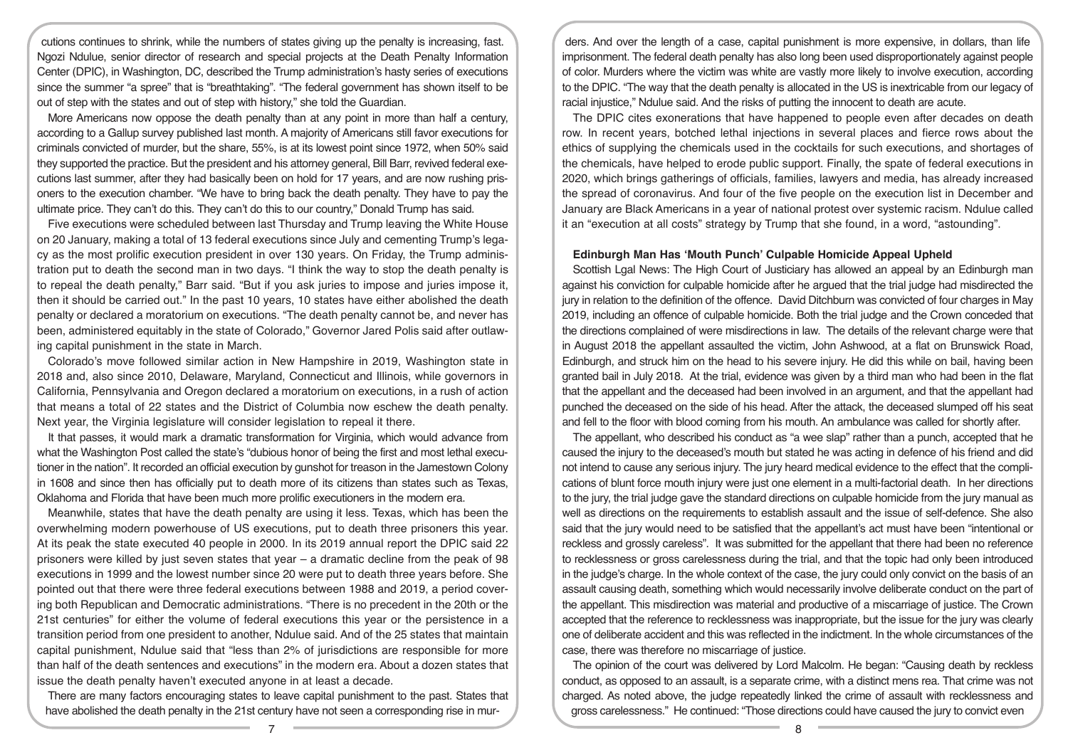cutions continues to shrink, while the numbers of states giving up the penalty is increasing, fast. Ngozi Ndulue, senior director of research and special projects at the Death Penalty Information Center (DPIC), in Washington, DC, described the Trump administration's hasty series of executions since the summer "a spree" that is "breathtaking". "The federal government has shown itself to be out of step with the states and out of step with history," she told the Guardian.

More Americans now oppose the death penalty than at any point in more than half a century, according to a Gallup survey published last month. A majority of Americans still favor executions for criminals convicted of murder, but the share, 55%, is at its lowest point since 1972, when 50% said they supported the practice. But the president and his attorney general, Bill Barr, revived federal executions last summer, after they had basically been on hold for 17 years, and are now rushing prisoners to the execution chamber. "We have to bring back the death penalty. They have to pay the ultimate price. They can't do this. They can't do this to our country," Donald Trump has said.

Five executions were scheduled between last Thursday and Trump leaving the White House on 20 January, making a total of 13 federal executions since July and cementing Trump's legacy as the most prolific execution president in over 130 years. On Friday, the Trump administration put to death the second man in two days. "I think the way to stop the death penalty is to repeal the death penalty," Barr said. "But if you ask juries to impose and juries impose it, then it should be carried out." In the past 10 years, 10 states have either abolished the death penalty or declared a moratorium on executions. "The death penalty cannot be, and never has been, administered equitably in the state of Colorado," Governor Jared Polis said after outlawing capital punishment in the state in March.

Colorado's move followed similar action in New Hampshire in 2019, Washington state in 2018 and, also since 2010, Delaware, Maryland, Connecticut and Illinois, while governors in California, Pennsylvania and Oregon declared a moratorium on executions, in a rush of action that means a total of 22 states and the District of Columbia now eschew the death penalty. Next year, the Virginia legislature will consider legislation to repeal it there.

It that passes, it would mark a dramatic transformation for Virginia, which would advance from what the Washington Post called the state's "dubious honor of being the first and most lethal executioner in the nation". It recorded an official execution by gunshot for treason in the Jamestown Colony in 1608 and since then has officially put to death more of its citizens than states such as Texas, Oklahoma and Florida that have been much more prolific executioners in the modern era.

Meanwhile, states that have the death penalty are using it less. Texas, which has been the overwhelming modern powerhouse of US executions, put to death three prisoners this year. At its peak the state executed 40 people in 2000. In its 2019 annual report the DPIC said 22 prisoners were killed by just seven states that year – a dramatic decline from the peak of 98 executions in 1999 and the lowest number since 20 were put to death three years before. She pointed out that there were three federal executions between 1988 and 2019, a period covering both Republican and Democratic administrations. "There is no precedent in the 20th or the 21st centuries" for either the volume of federal executions this year or the persistence in a transition period from one president to another, Ndulue said. And of the 25 states that maintain capital punishment, Ndulue said that "less than 2% of jurisdictions are responsible for more than half of the death sentences and executions" in the modern era. About a dozen states that issue the death penalty haven't executed anyone in at least a decade.

There are many factors encouraging states to leave capital punishment to the past. States that have abolished the death penalty in the 21st century have not seen a corresponding rise in murders. And over the length of a case, capital punishment is more expensive, in dollars, than life imprisonment. The federal death penalty has also long been used disproportionately against people of color. Murders where the victim was white are vastly more likely to involve execution, according to the DPIC. "The way that the death penalty is allocated in the US is inextricable from our legacy of racial injustice," Ndulue said. And the risks of putting the innocent to death are acute.

The DPIC cites exonerations that have happened to people even after decades on death row. In recent years, botched lethal injections in several places and fierce rows about the ethics of supplying the chemicals used in the cocktails for such executions, and shortages of the chemicals, have helped to erode public support. Finally, the spate of federal executions in 2020, which brings gatherings of officials, families, lawyers and media, has already increased the spread of coronavirus. And four of the five people on the execution list in December and January are Black Americans in a year of national protest over systemic racism. Ndulue called it an "execution at all costs" strategy by Trump that she found, in a word, "astounding".

## Edinburgh Man Has 'Mouth Punch' Culpable Homicide Appeal Upheld

Scottish Lgal News: The High Court of Justiciary has allowed an appeal by an Edinburgh man against his conviction for culpable homicide after he argued that the trial judge had misdirected the jury in relation to the definition of the offence. David Ditchburn was convicted of four charges in May 2019, including an offence of culpable homicide. Both the trial judge and the Crown conceded that the directions complained of were misdirections in law. The details of the relevant charge were that in August 2018 the appellant assaulted the victim, John Ashwood, at a flat on Brunswick Road, Edinburgh, and struck him on the head to his severe injury. He did this while on bail, having been granted bail in July 2018. At the trial, evidence was given by a third man who had been in the flat that the appellant and the deceased had been involved in an argument, and that the appellant had punched the deceased on the side of his head. After the attack, the deceased slumped off his seat and fell to the floor with blood coming from his mouth. An ambulance was called for shortly after.

The appellant, who described his conduct as "a wee slap" rather than a punch, accepted that he caused the injury to the deceased's mouth but stated he was acting in defence of his friend and did not intend to cause any serious injury. The jury heard medical evidence to the effect that the complications of blunt force mouth injury were just one element in a multi-factorial death. In her directions to the jury, the trial judge gave the standard directions on culpable homicide from the jury manual as well as directions on the requirements to establish assault and the issue of self-defence. She also said that the jury would need to be satisfied that the appellant's act must have been "intentional or reckless and grossly careless". It was submitted for the appellant that there had been no reference to recklessness or gross carelessness during the trial, and that the topic had only been introduced in the judge's charge. In the whole context of the case, the jury could only convict on the basis of an assault causing death, something which would necessarily involve deliberate conduct on the part of the appellant. This misdirection was material and productive of a miscarriage of justice. The Crown accepted that the reference to recklessness was inappropriate, but the issue for the jury was clearly one of deliberate accident and this was reflected in the indictment. In the whole circumstances of the case, there was therefore no miscarriage of justice.

The opinion of the court was delivered by Lord Malcolm. He began: "Causing death by reckless conduct, as opposed to an assault, is a separate crime, with a distinct mens rea. That crime was not charged. As noted above, the judge repeatedly linked the crime of assault with recklessness and gross carelessness." He continued: "Those directions could have caused the jury to convict even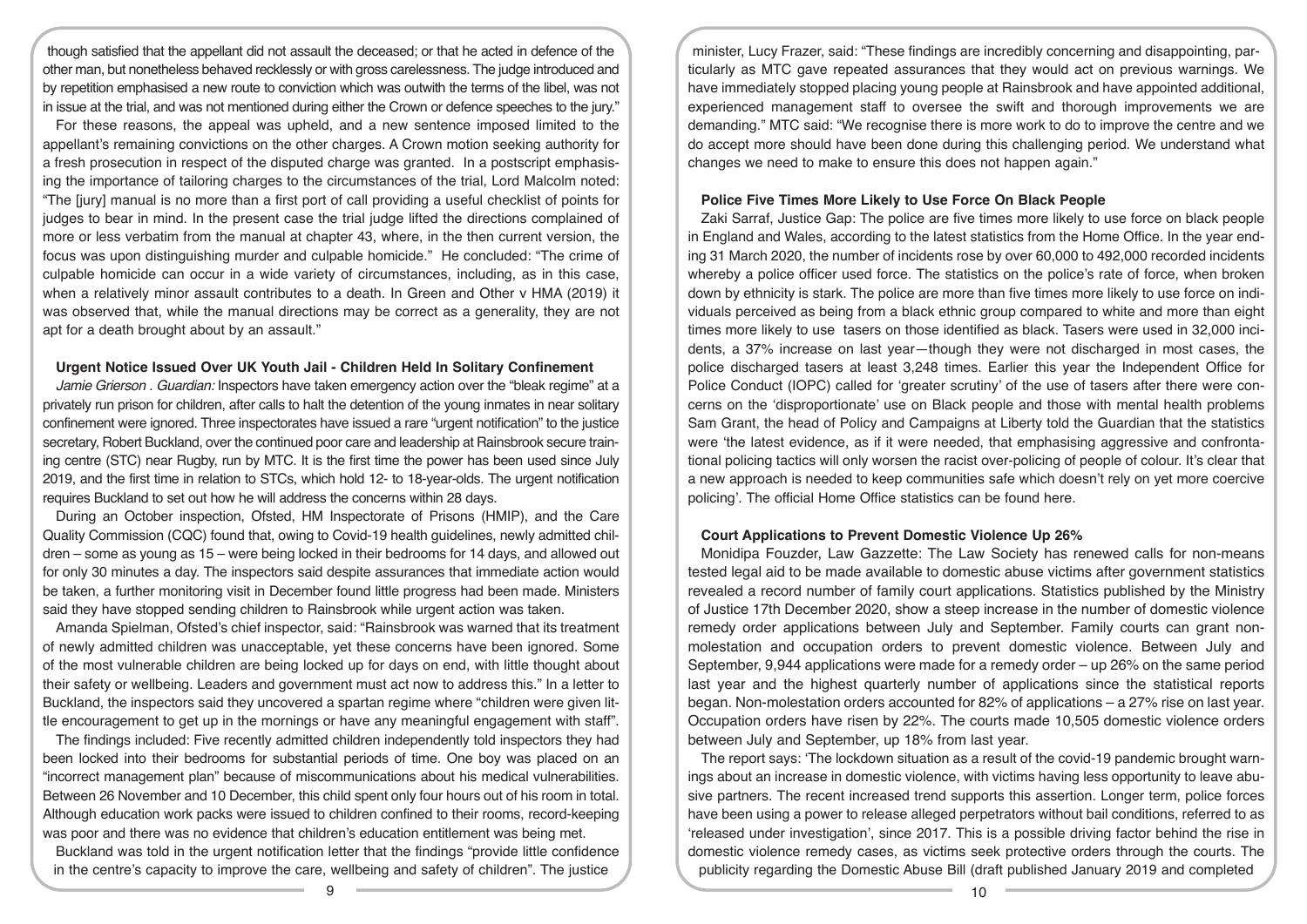though satisfied that the appellant did not assault the deceased; or that he acted in defence of the other man, but nonetheless behaved recklessly or with gross carelessness. The judge introduced and by repetition emphasised a new route to conviction which was outwith the terms of the libel, was not in issue at the trial, and was not mentioned during either the Crown or defence speeches to the jury."

For these reasons, the appeal was upheld, and a new sentence imposed limited to the appellant's remaining convictions on the other charges. A Crown motion seeking authority for a fresh prosecution in respect of the disputed charge was granted. In a postscript emphasising the importance of tailoring charges to the circumstances of the trial, Lord Malcolm noted: "The [jury] manual is no more than a first port of call providing a useful checklist of points for judges to bear in mind. In the present case the trial judge lifted the directions complained of more or less verbatim from the manual at chapter 43, where, in the then current version, the focus was upon distinguishing murder and culpable homicide." He concluded: "The crime of culpable homicide can occur in a wide variety of circumstances, including, as in this case, when a relatively minor assault contributes to a death. In Green and Other v HMA (2019) it was observed that, while the manual directions may be correct as a generality, they are not apt for a death brought about by an assault."

**Urgent Notice Issued Over UK Youth Jail - Children Held In Solitary Confinement**

*Jamie Grierson . Guardian:* Inspectors have taken emergency action over the "bleak regime" at a privately run prison for children, after calls to halt the detention of the young inmates in near solitary confinement were ignored. Three inspectorates have issued a rare "urgent notification" to the justice secretary, Robert Buckland, over the continued poor care and leadership at Rainsbrook secure training centre (STC) near Rugby, run by MTC. It is the first time the power has been used since July 2019, and the first time in relation to STCs, which hold 12- to 18-year-olds. The urgent notification requires Buckland to set out how he will address the concerns within 28 days.

During an October inspection, Ofsted, HM Inspectorate of Prisons (HMIP), and the Care Quality Commission (CQC) found that, owing to Covid-19 health guidelines, newly admitted children – some as young as 15 – were being locked in their bedrooms for 14 days, and allowed out for only 30 minutes a day. The inspectors said despite assurances that immediate action would be taken, a further monitoring visit in December found little progress had been made. Ministers said they have stopped sending children to Rainsbrook while urgent action was taken.

Amanda Spielman, Ofsted's chief inspector, said: "Rainsbrook was warned that its treatment of newly admitted children was unacceptable, yet these concerns have been ignored. Some of the most vulnerable children are being locked up for days on end, with little thought about their safety or wellbeing. Leaders and government must act now to address this." In a letter to Buckland, the inspectors said they uncovered a spartan regime where "children were given little encouragement to get up in the mornings or have any meaningful engagement with staff".

The findings included: Five recently admitted children independently told inspectors they had been locked into their bedrooms for substantial periods of time. One boy was placed on an "incorrect management plan" because of miscommunications about his medical vulnerabilities. Between 26 November and 10 December, this child spent only four hours out of his room in total. Although education work packs were issued to children confined to their rooms, record-keeping was poor and there was no evidence that children's education entitlement was being met.

Buckland was told in the urgent notification letter that the findings "provide little confidence in the centre's capacity to improve the care, wellbeing and safety of children". The justice minister, Lucy Frazer, said: "These findings are incredibly concerning and disappointing, particularly as MTC gave repeated assurances that they would act on previous warnings. We have immediately stopped placing young people at Rainsbrook and have appointed additional, experienced management staff to oversee the swift and thorough improvements we are demanding." MTC said: "We recognise there is more work to do to improve the centre and we do accept more should have been done during this challenging period. We understand what changes we need to make to ensure this does not happen again."

**Police Five Times More Likely to Use Force On Black People**

Zaki Sarraf, Justice Gap: The police are five times more likely to use force on black people in England and Wales, according to the latest statistics from the Home Office. In the year ending 31 March 2020, the number of incidents rose by over 60,000 to 492,000 recorded incidents whereby a police officer used force. The statistics on the police's rate of force, when broken down by ethnicity is stark. The police are more than five times more likely to use force on individuals perceived as being from a black ethnic group compared to white and more than eight times more likely to use tasers on those identified as black. Tasers were used in 32,000 incidents, a 37% increase on last year—though they were not discharged in most cases, the police discharged tasers at least 3,248 times. Earlier this year the Independent Office for Police Conduct (IOPC) called for 'greater scrutiny' of the use of tasers after there were concerns on the 'disproportionate' use on Black people and those with mental health problems Sam Grant, the head of Policy and Campaigns at Liberty told the Guardian that the statistics were 'the latest evidence, as if it were needed, that emphasising aggressive and confrontational policing tactics will only worsen the racist over-policing of people of colour. It's clear that a new approach is needed to keep communities safe which doesn't rely on yet more coercive policing'. The official Home Office statistics can be found here.

**Court Applications to Prevent Domestic Violence Up 26%**

Monidipa Fouzder, Law Gazzette: The Law Society has renewed calls for non-means tested legal aid to be made available to domestic abuse victims after government statistics revealed a record number of family court applications. Statistics published by the Ministry of Justice 17th December 2020, show a steep increase in the number of domestic violence remedy order applications between July and September. Family courts can grant non-molestation and occupation orders to prevent domestic violence. Between July and September, 9,944 applications were made for a remedy order – up 26% on the same period last year and the highest quarterly number of applications since the statistical reports began. Non-molestation orders accounted for 82% of applications – a 27% rise on last year. Occupation orders have risen by 22%. The courts made 10,505 domestic violence orders between July and September, up 18% from last year.

The report says: 'The lockdown situation as a result of the covid-19 pandemic brought warnings about an increase in domestic violence, with victims having less opportunity to leave abusive partners. The recent increased trend supports this assertion. Longer term, police forces have been using a power to release alleged perpetrators without bail conditions, referred to as 'released under investigation', since 2017. This is a possible driving factor behind the rise in domestic violence remedy cases, as victims seek protective orders through the courts. The publicity regarding the Domestic Abuse Bill (draft published January 2019 and completed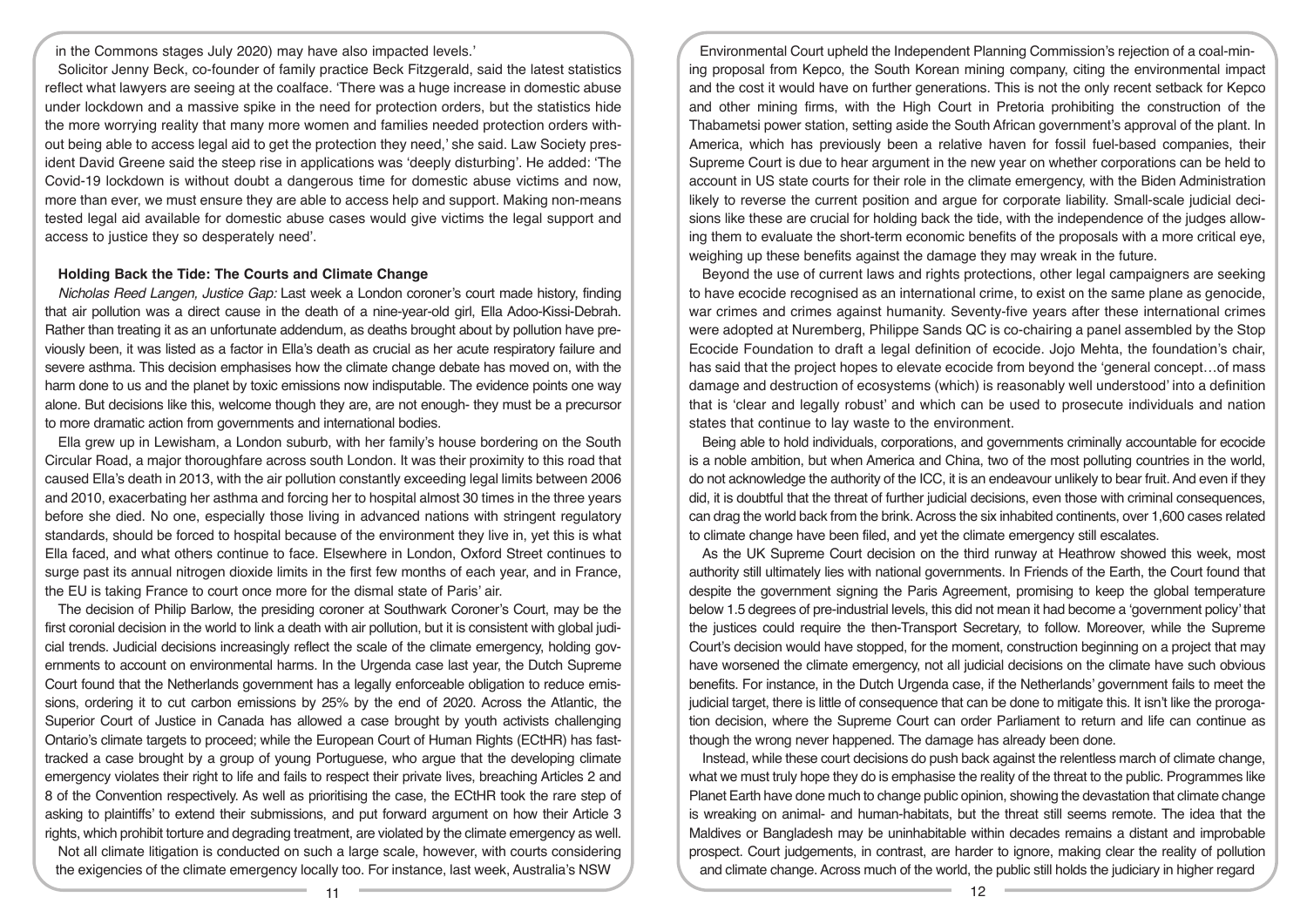in the Commons stages July 2020) may have also impacted levels.'

Solicitor Jenny Beck, co-founder of family practice Beck Fitzgerald, said the latest statistics reflect what lawyers are seeing at the coalface. 'There was a huge increase in domestic abuse under lockdown and a massive spike in the need for protection orders, but the statistics hide the more worrying reality that many more women and families needed protection orders without being able to access legal aid to get the protection they need,' she said. Law Society president David Greene said the steep rise in applications was 'deeply disturbing'. He added: 'The Covid-19 lockdown is without doubt a dangerous time for domestic abuse victims and now, more than ever, we must ensure they are able to access help and support. Making non-means tested legal aid available for domestic abuse cases would give victims the legal support and access to justice they so desperately need'.

### Holding Back the Tide: The Courts and Climate Change

*Nicholas Reed Langen, Justice Gap:* Last week a London coroner's court made history, finding that air pollution was a direct cause in the death of a nine-year-old girl, Ella Adoo-Kissi-Debrah. Rather than treating it as an unfortunate addendum, as deaths brought about by pollution have previously been, it was listed as a factor in Ella's death as crucial as her acute respiratory failure and severe asthma. This decision emphasises how the climate change debate has moved on, with the harm done to us and the planet by toxic emissions now indisputable. The evidence points one way alone. But decisions like this, welcome though they are, are not enough- they must be a precursor to more dramatic action from governments and international bodies.

Ella grew up in Lewisham, a London suburb, with her family's house bordering on the South Circular Road, a major thoroughfare across south London. It was their proximity to this road that caused Ella's death in 2013, with the air pollution constantly exceeding legal limits between 2006 and 2010, exacerbating her asthma and forcing her to hospital almost 30 times in the three years before she died. No one, especially those living in advanced nations with stringent regulatory standards, should be forced to hospital because of the environment they live in, yet this is what Ella faced, and what others continue to face. Elsewhere in London, Oxford Street continues to surge past its annual nitrogen dioxide limits in the first few months of each year, and in France, the EU is taking France to court once more for the dismal state of Paris' air.

The decision of Philip Barlow, the presiding coroner at Southwark Coroner's Court, may be the first coronial decision in the world to link a death with air pollution, but it is consistent with global judicial trends. Judicial decisions increasingly reflect the scale of the climate emergency, holding governments to account on environmental harms. In the Urgenda case last year, the Dutch Supreme Court found that the Netherlands government has a legally enforceable obligation to reduce emissions, ordering it to cut carbon emissions by 25% by the end of 2020. Across the Atlantic, the Superior Court of Justice in Canada has allowed a case brought by youth activists challenging Ontario's climate targets to proceed; while the European Court of Human Rights (ECtHR) has fast-tracked a case brought by a group of young Portuguese, who argue that the developing climate emergency violates their right to life and fails to respect their private lives, breaching Articles 2 and 8 of the Convention respectively. As well as prioritising the case, the ECtHR took the rare step of asking to plaintiffs' to extend their submissions, and put forward argument on how their Article 3 rights, which prohibit torture and degrading treatment, are violated by the climate emergency as well.

Not all climate litigation is conducted on such a large scale, however, with courts considering the exigencies of the climate emergency locally too. For instance, last week, Australia's NSW Environmental Court upheld the Independent Planning Commission's rejection of a coal-mining proposal from Kepco, the South Korean mining company, citing the environmental impact and the cost it would have on further generations. This is not the only recent setback for Kepco and other mining firms, with the High Court in Pretoria prohibiting the construction of the Thabametsi power station, setting aside the South African government's approval of the plant. In America, which has previously been a relative haven for fossil fuel-based companies, their Supreme Court is due to hear argument in the new year on whether corporations can be held to account in US state courts for their role in the climate emergency, with the Biden Administration likely to reverse the current position and argue for corporate liability. Small-scale judicial decisions like these are crucial for holding back the tide, with the independence of the judges allowing them to evaluate the short-term economic benefits of the proposals with a more critical eye, weighing up these benefits against the damage they may wreak in the future.

Beyond the use of current laws and rights protections, other legal campaigners are seeking to have ecocide recognised as an international crime, to exist on the same plane as genocide, war crimes and crimes against humanity. Seventy-five years after these international crimes were adopted at Nuremberg, Philippe Sands QC is co-chairing a panel assembled by the Stop Ecocide Foundation to draft a legal definition of ecocide. Jojo Mehta, the foundation's chair, has said that the project hopes to elevate ecocide from beyond the 'general concept…of mass damage and destruction of ecosystems (which) is reasonably well understood' into a definition that is 'clear and legally robust' and which can be used to prosecute individuals and nation states that continue to lay waste to the environment.

Being able to hold individuals, corporations, and governments criminally accountable for ecocide is a noble ambition, but when America and China, two of the most polluting countries in the world, do not acknowledge the authority of the ICC, it is an endeavour unlikely to bear fruit. And even if they did, it is doubtful that the threat of further judicial decisions, even those with criminal consequences, can drag the world back from the brink. Across the six inhabited continents, over 1,600 cases related to climate change have been filed, and yet the climate emergency still escalates.

As the UK Supreme Court decision on the third runway at Heathrow showed this week, most authority still ultimately lies with national governments. In Friends of the Earth, the Court found that despite the government signing the Paris Agreement, promising to keep the global temperature below 1.5 degrees of pre-industrial levels, this did not mean it had become a 'government policy' that the justices could require the then-Transport Secretary, to follow. Moreover, while the Supreme Court's decision would have stopped, for the moment, construction beginning on a project that may have worsened the climate emergency, not all judicial decisions on the climate have such obvious benefits. For instance, in the Dutch Urgenda case, if the Netherlands' government fails to meet the judicial target, there is little of consequence that can be done to mitigate this. It isn't like the prorogation decision, where the Supreme Court can order Parliament to return and life can continue as though the wrong never happened. The damage has already been done.

Instead, while these court decisions do push back against the relentless march of climate change, what we must truly hope they do is emphasise the reality of the threat to the public. Programmes like Planet Earth have done much to change public opinion, showing the devastation that climate change is wreaking on animal- and human-habitats, but the threat still seems remote. The idea that the Maldives or Bangladesh may be uninhabitable within decades remains a distant and improbable prospect. Court judgements, in contrast, are harder to ignore, making clear the reality of pollution and climate change. Across much of the world, the public still holds the judiciary in higher regard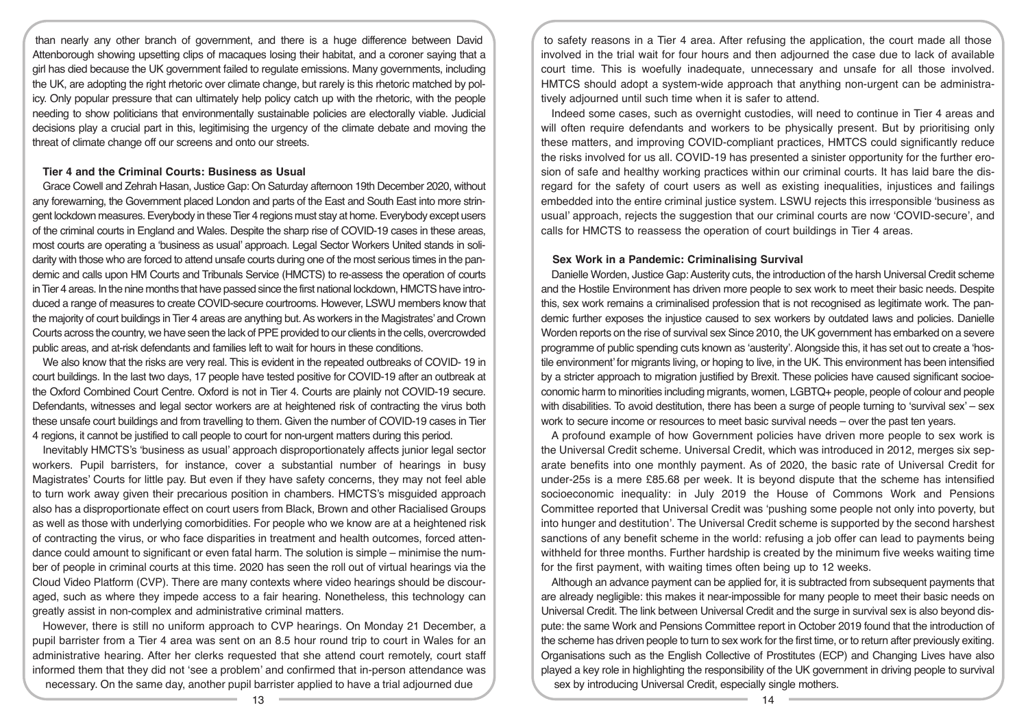than nearly any other branch of government, and there is a huge difference between David Attenborough showing upsetting clips of macaques losing their habitat, and a coroner saying that a girl has died because the UK government failed to regulate emissions. Many governments, including the UK, are adopting the right rhetoric over climate change, but rarely is this rhetoric matched by policy. Only popular pressure that can ultimately help policy catch up with the rhetoric, with the people needing to show politicians that environmentally sustainable policies are electorally viable. Judicial decisions play a crucial part in this, legitimising the urgency of the climate debate and moving the threat of climate change off our screens and onto our streets.

### Tier 4 and the Criminal Courts: Business as Usual

Grace Cowell and Zehrah Hasan, Justice Gap: On Saturday afternoon 19th December 2020, without any forewarning, the Government placed London and parts of the East and South East into more stringent lockdown measures. Everybody in these Tier 4 regions must stay at home. Everybody except users of the criminal courts in England and Wales. Despite the sharp rise of COVID-19 cases in these areas, most courts are operating a 'business as usual' approach. Legal Sector Workers United stands in solidarity with those who are forced to attend unsafe courts during one of the most serious times in the pandemic and calls upon HM Courts and Tribunals Service (HMCTS) to re-assess the operation of courts in Tier 4 areas. In the nine months that have passed since the first national lockdown, HMCTS have introduced a range of measures to create COVID-secure courtrooms. However, LSWU members know that the majority of court buildings in Tier 4 areas are anything but. As workers in the Magistrates' and Crown Courts across the country, we have seen the lack of PPE provided to our clients in the cells, overcrowded public areas, and at-risk defendants and families left to wait for hours in these conditions.

We also know that the risks are very real. This is evident in the repeated outbreaks of COVID- 19 in court buildings. In the last two days, 17 people have tested positive for COVID-19 after an outbreak at the Oxford Combined Court Centre. Oxford is not in Tier 4. Courts are plainly not COVID-19 secure. Defendants, witnesses and legal sector workers are at heightened risk of contracting the virus both these unsafe court buildings and from travelling to them. Given the number of COVID-19 cases in Tier 4 regions, it cannot be justified to call people to court for non-urgent matters during this period.

Inevitably HMCTS's 'business as usual' approach disproportionately affects junior legal sector workers. Pupil barristers, for instance, cover a substantial number of hearings in busy Magistrates' Courts for little pay. But even if they have safety concerns, they may not feel able to turn work away given their precarious position in chambers. HMCTS's misguided approach also has a disproportionate effect on court users from Black, Brown and other Racialised Groups as well as those with underlying comorbidities. For people who we know are at a heightened risk of contracting the virus, or who face disparities in treatment and health outcomes, forced attendance could amount to significant or even fatal harm. The solution is simple – minimise the number of people in criminal courts at this time. 2020 has seen the roll out of virtual hearings via the Cloud Video Platform (CVP). There are many contexts where video hearings should be discouraged, such as where they impede access to a fair hearing. Nonetheless, this technology can greatly assist in non-complex and administrative criminal matters.

However, there is still no uniform approach to CVP hearings. On Monday 21 December, a pupil barrister from a Tier 4 area was sent on an 8.5 hour round trip to court in Wales for an administrative hearing. After her clerks requested that she attend court remotely, court staff informed them that they did not 'see a problem' and confirmed that in-person attendance was necessary. On the same day, another pupil barrister applied to have a trial adjourned due to safety reasons in a Tier 4 area. After refusing the application, the court made all those involved in the trial wait for four hours and then adjourned the case due to lack of available court time. This is woefully inadequate, unnecessary and unsafe for all those involved. HMTCS should adopt a system-wide approach that anything non-urgent can be administratively adjourned until such time when it is safer to attend.

Indeed some cases, such as overnight custodies, will need to continue in Tier 4 areas and will often require defendants and workers to be physically present. But by prioritising only these matters, and improving COVID-compliant practices, HMTCS could significantly reduce the risks involved for us all. COVID-19 has presented a sinister opportunity for the further erosion of safe and healthy working practices within our criminal courts. It has laid bare the disregard for the safety of court users as well as existing inequalities, injustices and failings embedded into the entire criminal justice system. LSWU rejects this irresponsible 'business as usual' approach, rejects the suggestion that our criminal courts are now 'COVID-secure', and calls for HMCTS to reassess the operation of court buildings in Tier 4 areas.

### Sex Work in a Pandemic: Criminalising Survival

Danielle Worden, Justice Gap: Austerity cuts, the introduction of the harsh Universal Credit scheme and the Hostile Environment has driven more people to sex work to meet their basic needs. Despite this, sex work remains a criminalised profession that is not recognised as legitimate work. The pandemic further exposes the injustice caused to sex workers by outdated laws and policies. Danielle Worden reports on the rise of survival sex Since 2010, the UK government has embarked on a severe programme of public spending cuts known as 'austerity'. Alongside this, it has set out to create a 'hostile environment' for migrants living, or hoping to live, in the UK. This environment has been intensified by a stricter approach to migration justified by Brexit. These policies have caused significant socioeconomic harm to minorities including migrants, women, LGBTQ+ people, people of colour and people with disabilities. To avoid destitution, there has been a surge of people turning to 'survival sex' – sex work to secure income or resources to meet basic survival needs – over the past ten years.

A profound example of how Government policies have driven more people to sex work is the Universal Credit scheme. Universal Credit, which was introduced in 2012, merges six separate benefits into one monthly payment. As of 2020, the basic rate of Universal Credit for under-25s is a mere £85.68 per week. It is beyond dispute that the scheme has intensified socioeconomic inequality: in July 2019 the House of Commons Work and Pensions Committee reported that Universal Credit was 'pushing some people not only into poverty, but into hunger and destitution'. The Universal Credit scheme is supported by the second harshest sanctions of any benefit scheme in the world: refusing a job offer can lead to payments being withheld for three months. Further hardship is created by the minimum five weeks waiting time for the first payment, with waiting times often being up to 12 weeks.

Although an advance payment can be applied for, it is subtracted from subsequent payments that are already negligible: this makes it near-impossible for many people to meet their basic needs on Universal Credit. The link between Universal Credit and the surge in survival sex is also beyond dispute: the same Work and Pensions Committee report in October 2019 found that the introduction of the scheme has driven people to turn to sex work for the first time, or to return after previously exiting. Organisations such as the English Collective of Prostitutes (ECP) and Changing Lives have also played a key role in highlighting the responsibility of the UK government in driving people to survival sex by introducing Universal Credit, especially single mothers.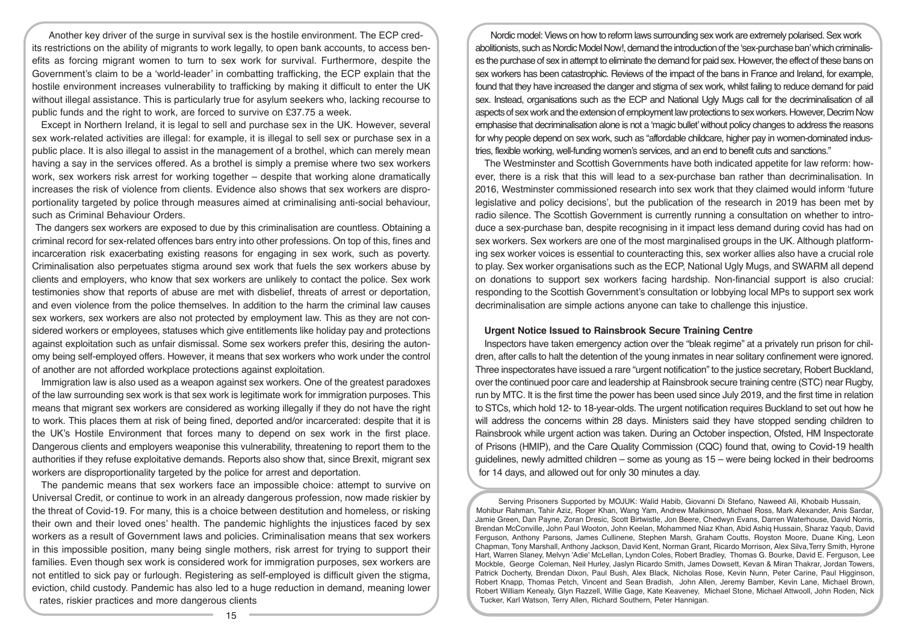Another key driver of the surge in survival sex is the hostile environment. The ECP credits restrictions on the ability of migrants to work legally, to open bank accounts, to access benefits as forcing migrant women to turn to sex work for survival. Furthermore, despite the Government's claim to be a 'world-leader' in combatting trafficking, the ECP explain that the hostile environment increases vulnerability to trafficking by making it difficult to enter the UK without illegal assistance. This is particularly true for asylum seekers who, lacking recourse to public funds and the right to work, are forced to survive on £37.75 a week.

Except in Northern Ireland, it is legal to sell and purchase sex in the UK. However, several sex work-related activities are illegal: for example, it is illegal to sell sex or purchase sex in a public place. It is also illegal to assist in the management of a brothel, which can merely mean having a say in the services offered. As a brothel is simply a premise where two sex workers work, sex workers risk arrest for working together – despite that working alone dramatically increases the risk of violence from clients. Evidence also shows that sex workers are disproportionality targeted by police through measures aimed at criminalising anti-social behaviour, such as Criminal Behaviour Orders.

The dangers sex workers are exposed to due by this criminalisation are countless. Obtaining a criminal record for sex-related offences bars entry into other professions. On top of this, fines and incarceration risk exacerbating existing reasons for engaging in sex work, such as poverty. Criminalisation also perpetuates stigma around sex work that fuels the sex workers abuse by clients and employers, who know that sex workers are unlikely to contact the police. Sex work testimonies show that reports of abuse are met with disbelief, threats of arrest or deportation, and even violence from the police themselves. In addition to the harm the criminal law causes sex workers, sex workers are also not protected by employment law. This as they are not considered workers or employees, statuses which give entitlements like holiday pay and protections against exploitation such as unfair dismissal. Some sex workers prefer this, desiring the autonomy being self-employed offers. However, it means that sex workers who work under the control of another are not afforded workplace protections against exploitation.

Immigration law is also used as a weapon against sex workers. One of the greatest paradoxes of the law surrounding sex work is that sex work is legitimate work for immigration purposes. This means that migrant sex workers are considered as working illegally if they do not have the right to work. This places them at risk of being fined, deported and/or incarcerated: despite that it is the UK's Hostile Environment that forces many to depend on sex work in the first place. Dangerous clients and employers weaponise this vulnerability, threatening to report them to the authorities if they refuse exploitative demands. Reports also show that, since Brexit, migrant sex workers are disproportionality targeted by the police for arrest and deportation.

The pandemic means that sex workers face an impossible choice: attempt to survive on Universal Credit, or continue to work in an already dangerous profession, now made riskier by the threat of Covid-19. For many, this is a choice between destitution and homeless, or risking their own and their loved ones' health. The pandemic highlights the injustices faced by sex workers as a result of Government laws and policies. Criminalisation means that sex workers in this impossible position, many being single mothers, risk arrest for trying to support their families. Even though sex work is considered work for immigration purposes, sex workers are not entitled to sick pay or furlough. Registering as self-employed is difficult given the stigma, eviction, child custody. Pandemic has also led to a huge reduction in demand, meaning lower rates, riskier practices and more dangerous clients

Nordic model: Views on how to reform laws surrounding sex work are extremely polarised. Sex work abolitionists, such as Nordic Model Now!, demand the introduction of the 'sex-purchase ban' which criminalises the purchase of sex in attempt to eliminate the demand for paid sex. However, the effect of these bans on sex workers has been catastrophic. Reviews of the impact of the bans in France and Ireland, for example, found that they have increased the danger and stigma of sex work, whilst failing to reduce demand for paid sex. Instead, organisations such as the ECP and National Ugly Mugs call for the decriminalisation of all aspects of sex work and the extension of employment law protections to sex workers. However, Decrim Now emphasise that decriminalisation alone is not a 'magic bullet' without policy changes to address the reasons for why people depend on sex work, such as "affordable childcare, higher pay in women-dominated industries, flexible working, well-funding women's services, and an end to benefit cuts and sanctions."

The Westminster and Scottish Governments have both indicated appetite for law reform: however, there is a risk that this will lead to a sex-purchase ban rather than decriminalisation. In 2016, Westminster commissioned research into sex work that they claimed would inform 'future legislative and policy decisions', but the publication of the research in 2019 has been met by radio silence. The Scottish Government is currently running a consultation on whether to introduce a sex-purchase ban, despite recognising in it impact less demand during covid has had on sex workers. Sex workers are one of the most marginalised groups in the UK. Although platforming sex worker voices is essential to counteracting this, sex worker allies also have a crucial role to play. Sex worker organisations such as the ECP, National Ugly Mugs, and SWARM all depend on donations to support sex workers facing hardship. Non-financial support is also crucial: responding to the Scottish Government's consultation or lobbying local MPs to support sex work decriminalisation are simple actions anyone can take to challenge this injustice.

## Urgent Notice Issued to Rainsbrook Secure Training Centre

Inspectors have taken emergency action over the "bleak regime" at a privately run prison for children, after calls to halt the detention of the young inmates in near solitary confinement were ignored. Three inspectorates have issued a rare "urgent notification" to the justice secretary, Robert Buckland, over the continued poor care and leadership at Rainsbrook secure training centre (STC) near Rugby, run by MTC. It is the first time the power has been used since July 2019, and the first time in relation to STCs, which hold 12- to 18-year-olds. The urgent notification requires Buckland to set out how he will address the concerns within 28 days. Ministers said they have stopped sending children to Rainsbrook while urgent action was taken. During an October inspection, Ofsted, HM Inspectorate of Prisons (HMIP), and the Care Quality Commission (CQC) found that, owing to Covid-19 health guidelines, newly admitted children – some as young as 15 – were being locked in their bedrooms for 14 days, and allowed out for only 30 minutes a day.

Serving Prisoners Supported by MOJUK: Walid Habib, Giovanni Di Stefano, Naweed Ali, Khobaib Hussain, Mohibur Rahman, Tahir Aziz, Roger Khan, Wang Yam, Andrew Malkinson, Michael Ross, Mark Alexander, Anis Sardar, Jamie Green, Dan Payne, Zoran Dresic, Scott Birtwistle, Jon Beere, Chedwyn Evans, Darren Waterhouse, David Norris, Brendan McConville, John Paul Wooton, John Keelan, Mohammed Niaz Khan, Abid Ashiq Hussain, Sharaz Yaqub, David Ferguson, Anthony Parsons, James Cullinene, Stephen Marsh, Graham Coutts, Royston Moore, Duane King, Leon Chapman, Tony Marshall, Anthony Jackson, David Kent, Norman Grant, Ricardo Morrison, Alex Silva, Terry Smith, Hyrone Hart, Warren Slaney, Melvyn 'Adie' McLellan, Lyndon Coles, Robert Bradley, Thomas G. Bourke, David E. Ferguson, Lee Mockble, George Coleman, Neil Hurley, Jaslyn Ricardo Smith, James Dowsett, Kevan & Miran Thakrar, Jordan Towers, Patrick Docherty, Brendan Dixon, Paul Bush, Alex Black, Nicholas Rose, Kevin Nunn, Peter Carine, Paul Higginson, Robert Knapp, Thomas Petch, Vincent and Sean Bradish, John Allen, Jeremy Bamber, Kevin Lane, Michael Brown, Robert William Kenealy, Glyn Razzell, Willie Gage, Kate Keaveney, Michael Stone, Michael Attwooll, John Roden, Nick Tucker, Karl Watson, Terry Allen, Richard Southern, Peter Hannigan.